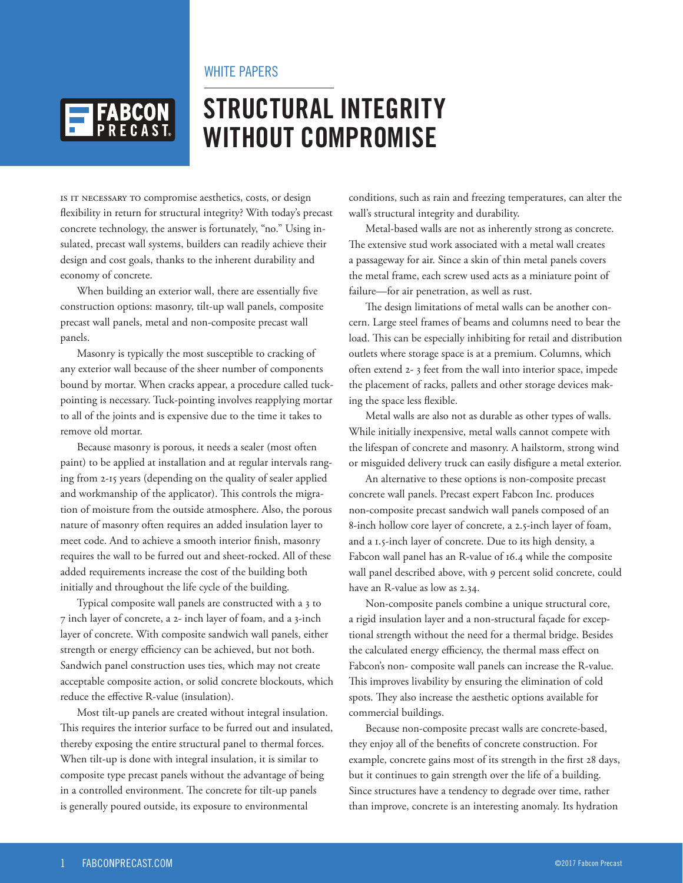WHITE PAPERS

# STRUCTURAL INTEGRITY WITHOUT COMPROMISE

Is it necessary to compromise aesthetics, costs, or design flexibility in return for structural integrity? With today's precast concrete technology, the answer is fortunately, "no." Using insulated, precast wall systems, builders can readily achieve their design and cost goals, thanks to the inherent durability and economy of concrete.

When building an exterior wall, there are essentially five construction options: masonry, tilt-up wall panels, composite precast wall panels, metal and non-composite precast wall panels.

Masonry is typically the most susceptible to cracking of any exterior wall because of the sheer number of components bound by mortar. When cracks appear, a procedure called tuck-pointing is necessary. Tuck-pointing involves reapplying mortar to all of the joints and is expensive due to the time it takes to remove old mortar.

Because masonry is porous, it needs a sealer (most often paint) to be applied at installation and at regular intervals ranging from 2-15 years (depending on the quality of sealer applied and workmanship of the applicator). This controls the migration of moisture from the outside atmosphere. Also, the porous nature of masonry often requires an added insulation layer to meet code. And to achieve a smooth interior finish, masonry requires the wall to be furred out and sheet-rocked. All of these added requirements increase the cost of the building both initially and throughout the life cycle of the building.

Typical composite wall panels are constructed with a 3 to 7 inch layer of concrete, a 2- inch layer of foam, and a 3-inch layer of concrete. With composite sandwich wall panels, either strength or energy efficiency can be achieved, but not both. Sandwich panel construction uses ties, which may not create acceptable composite action, or solid concrete blockouts, which reduce the effective R-value (insulation).

Most tilt-up panels are created without integral insulation. This requires the interior surface to be furred out and insulated, thereby exposing the entire structural panel to thermal forces. When tilt-up is done with integral insulation, it is similar to composite type precast panels without the advantage of being in a controlled environment. The concrete for tilt-up panels is generally poured outside, its exposure to environmental conditions, such as rain and freezing temperatures, can alter the wall's structural integrity and durability.

Metal-based walls are not as inherently strong as concrete. The extensive stud work associated with a metal wall creates a passageway for air. Since a skin of thin metal panels covers the metal frame, each screw used acts as a miniature point of failure—for air penetration, as well as rust.

The design limitations of metal walls can be another concern. Large steel frames of beams and columns need to bear the load. This can be especially inhibiting for retail and distribution outlets where storage space is at a premium. Columns, which often extend 2- 3 feet from the wall into interior space, impede the placement of racks, pallets and other storage devices making the space less flexible.

Metal walls are also not as durable as other types of walls. While initially inexpensive, metal walls cannot compete with the lifespan of concrete and masonry. A hailstorm, strong wind or misguided delivery truck can easily disfigure a metal exterior.

An alternative to these options is non-composite precast concrete wall panels. Precast expert Fabcon Inc. produces non-composite precast sandwich wall panels composed of an 8-inch hollow core layer of concrete, a 2.5-inch layer of foam, and a 1.5-inch layer of concrete. Due to its high density, a Fabcon wall panel has an R-value of 16.4 while the composite wall panel described above, with 9 percent solid concrete, could have an R-value as low as 2.34.

Non-composite panels combine a unique structural core, a rigid insulation layer and a non-structural façade for exceptional strength without the need for a thermal bridge. Besides the calculated energy efficiency, the thermal mass effect on Fabcon's non- composite wall panels can increase the R-value. This improves livability by ensuring the elimination of cold spots. They also increase the aesthetic options available for commercial buildings.

Because non-composite precast walls are concrete-based, they enjoy all of the benefits of concrete construction. For example, concrete gains most of its strength in the first 28 days, but it continues to gain strength over the life of a building. Since structures have a tendency to degrade over time, rather than improve, concrete is an interesting anomaly. Its hydration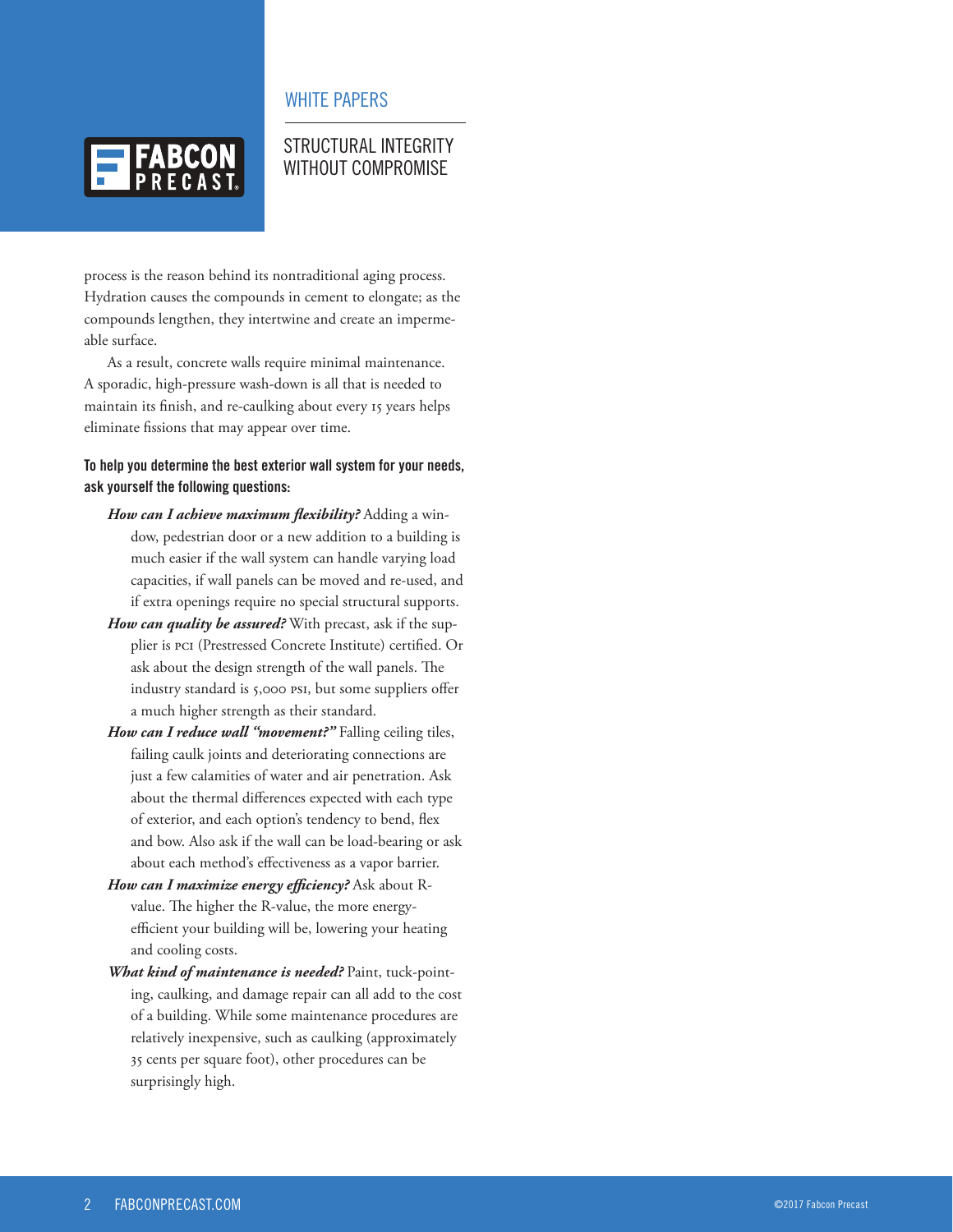WHITE PAPERS

STRUCTURAL INTEGRITY WITHOUT COMPROMISE

process is the reason behind its nontraditional aging process. Hydration causes the compounds in cement to elongate; as the compounds lengthen, they intertwine and create an impermeable surface.

As a result, concrete walls require minimal maintenance. A sporadic, high-pressure wash-down is all that is needed to maintain its finish, and re-caulking about every 15 years helps eliminate fissions that may appear over time.

**To help you determine the best exterior wall system for your needs, ask yourself the following questions:**

***How can I achieve maximum flexibility?*** Adding a window, pedestrian door or a new addition to a building is much easier if the wall system can handle varying load capacities, if wall panels can be moved and re-used, and if extra openings require no special structural supports.

***How can quality be assured?*** With precast, ask if the supplier is PCI (Prestressed Concrete Institute) certified. Or ask about the design strength of the wall panels. The industry standard is 5,000 PSI, but some suppliers offer a much higher strength as their standard.

***How can I reduce wall "movement?"*** Falling ceiling tiles, failing caulk joints and deteriorating connections are just a few calamities of water and air penetration. Ask about the thermal differences expected with each type of exterior, and each option's tendency to bend, flex and bow. Also ask if the wall can be load-bearing or ask about each method's effectiveness as a vapor barrier.

***How can I maximize energy efficiency?*** Ask about R-value. The higher the R-value, the more energy-efficient your building will be, lowering your heating and cooling costs.

***What kind of maintenance is needed?*** Paint, tuck-pointing, caulking, and damage repair can all add to the cost of a building. While some maintenance procedures are relatively inexpensive, such as caulking (approximately 35 cents per square foot), other procedures can be surprisingly high.